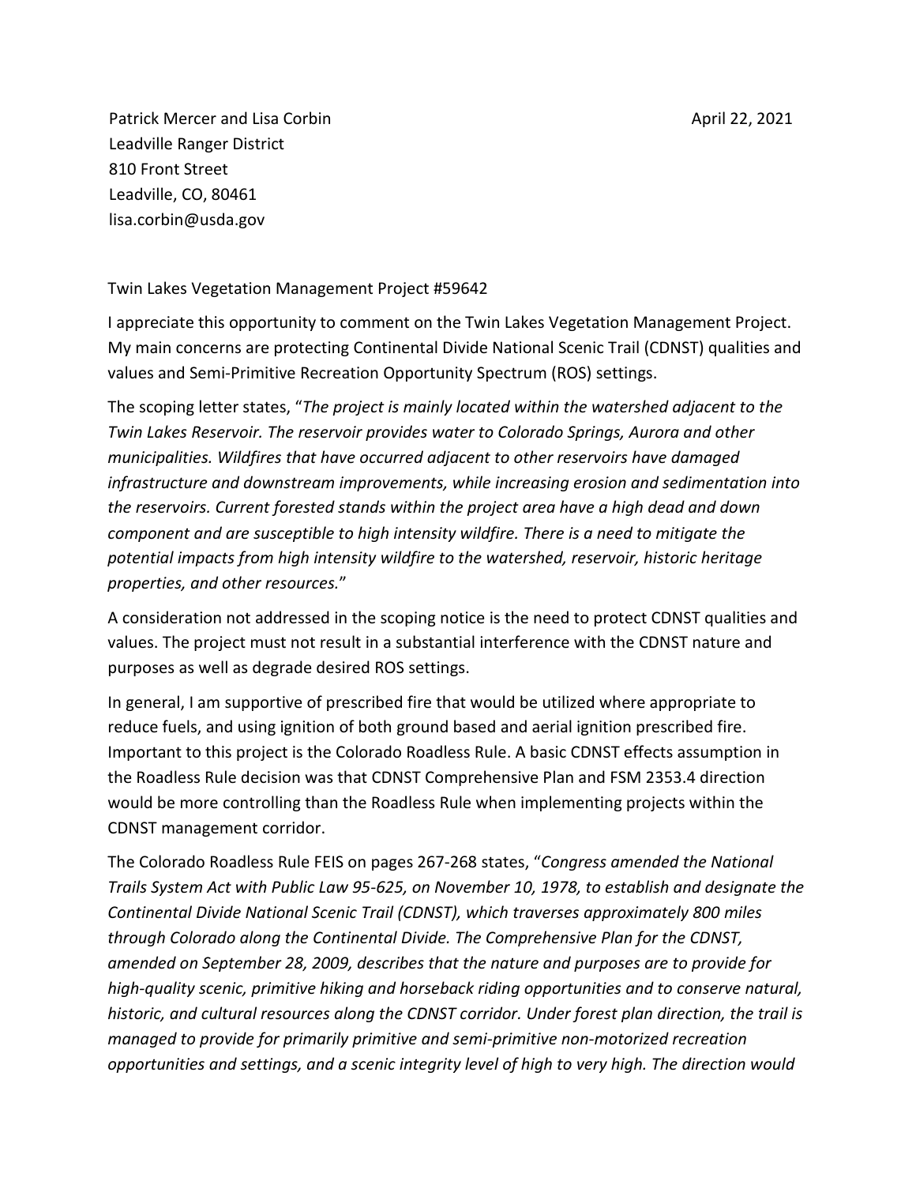Patrick Mercer and Lisa Corbin
Leadville Ranger District
810 Front Street
Leadville, CO, 80461
lisa.corbin@usda.gov

April 22, 2021

Twin Lakes Vegetation Management Project #59642

I appreciate this opportunity to comment on the Twin Lakes Vegetation Management Project. My main concerns are protecting Continental Divide National Scenic Trail (CDNST) qualities and values and Semi-Primitive Recreation Opportunity Spectrum (ROS) settings.

The scoping letter states, "*The project is mainly located within the watershed adjacent to the Twin Lakes Reservoir. The reservoir provides water to Colorado Springs, Aurora and other municipalities. Wildfires that have occurred adjacent to other reservoirs have damaged infrastructure and downstream improvements, while increasing erosion and sedimentation into the reservoirs. Current forested stands within the project area have a high dead and down component and are susceptible to high intensity wildfire. There is a need to mitigate the potential impacts from high intensity wildfire to the watershed, reservoir, historic heritage properties, and other resources.*"

A consideration not addressed in the scoping notice is the need to protect CDNST qualities and values. The project must not result in a substantial interference with the CDNST nature and purposes as well as degrade desired ROS settings.

In general, I am supportive of prescribed fire that would be utilized where appropriate to reduce fuels, and using ignition of both ground based and aerial ignition prescribed fire. Important to this project is the Colorado Roadless Rule. A basic CDNST effects assumption in the Roadless Rule decision was that CDNST Comprehensive Plan and FSM 2353.4 direction would be more controlling than the Roadless Rule when implementing projects within the CDNST management corridor.

The Colorado Roadless Rule FEIS on pages 267-268 states, "*Congress amended the National Trails System Act with Public Law 95-625, on November 10, 1978, to establish and designate the Continental Divide National Scenic Trail (CDNST), which traverses approximately 800 miles through Colorado along the Continental Divide. The Comprehensive Plan for the CDNST, amended on September 28, 2009, describes that the nature and purposes are to provide for high-quality scenic, primitive hiking and horseback riding opportunities and to conserve natural, historic, and cultural resources along the CDNST corridor. Under forest plan direction, the trail is managed to provide for primarily primitive and semi-primitive non-motorized recreation opportunities and settings, and a scenic integrity level of high to very high. The direction would*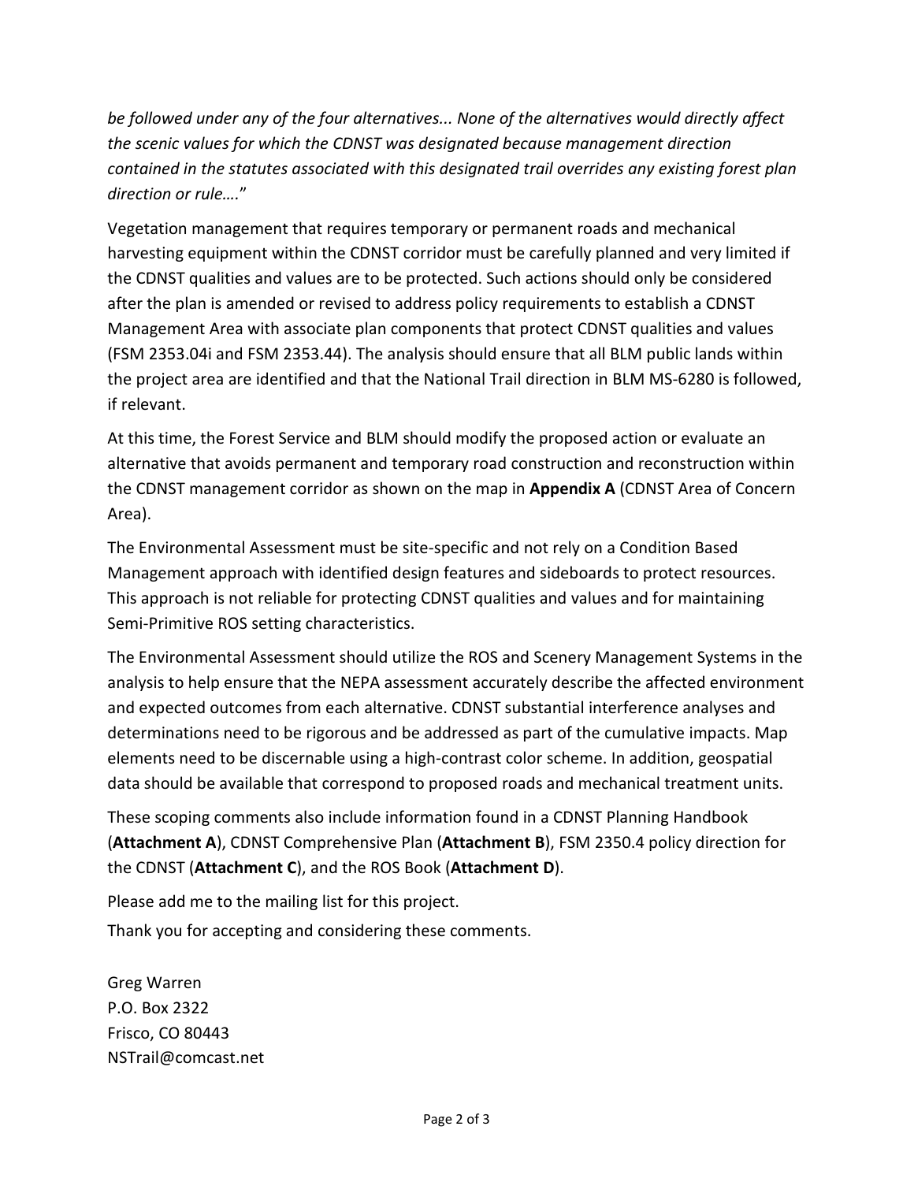*be followed under any of the four alternatives... None of the alternatives would directly affect the scenic values for which the CDNST was designated because management direction contained in the statutes associated with this designated trail overrides any existing forest plan direction or rule….*"

Vegetation management that requires temporary or permanent roads and mechanical harvesting equipment within the CDNST corridor must be carefully planned and very limited if the CDNST qualities and values are to be protected. Such actions should only be considered after the plan is amended or revised to address policy requirements to establish a CDNST Management Area with associate plan components that protect CDNST qualities and values (FSM 2353.04i and FSM 2353.44). The analysis should ensure that all BLM public lands within the project area are identified and that the National Trail direction in BLM MS-6280 is followed, if relevant.

At this time, the Forest Service and BLM should modify the proposed action or evaluate an alternative that avoids permanent and temporary road construction and reconstruction within the CDNST management corridor as shown on the map in **Appendix A** (CDNST Area of Concern Area).

The Environmental Assessment must be site-specific and not rely on a Condition Based Management approach with identified design features and sideboards to protect resources. This approach is not reliable for protecting CDNST qualities and values and for maintaining Semi-Primitive ROS setting characteristics.

The Environmental Assessment should utilize the ROS and Scenery Management Systems in the analysis to help ensure that the NEPA assessment accurately describe the affected environment and expected outcomes from each alternative. CDNST substantial interference analyses and determinations need to be rigorous and be addressed as part of the cumulative impacts. Map elements need to be discernable using a high-contrast color scheme. In addition, geospatial data should be available that correspond to proposed roads and mechanical treatment units.

These scoping comments also include information found in a CDNST Planning Handbook (**Attachment A**), CDNST Comprehensive Plan (**Attachment B**), FSM 2350.4 policy direction for the CDNST (**Attachment C**), and the ROS Book (**Attachment D**).

Please add me to the mailing list for this project.

Thank you for accepting and considering these comments.

Greg Warren
P.O. Box 2322
Frisco, CO 80443
NSTrail@comcast.net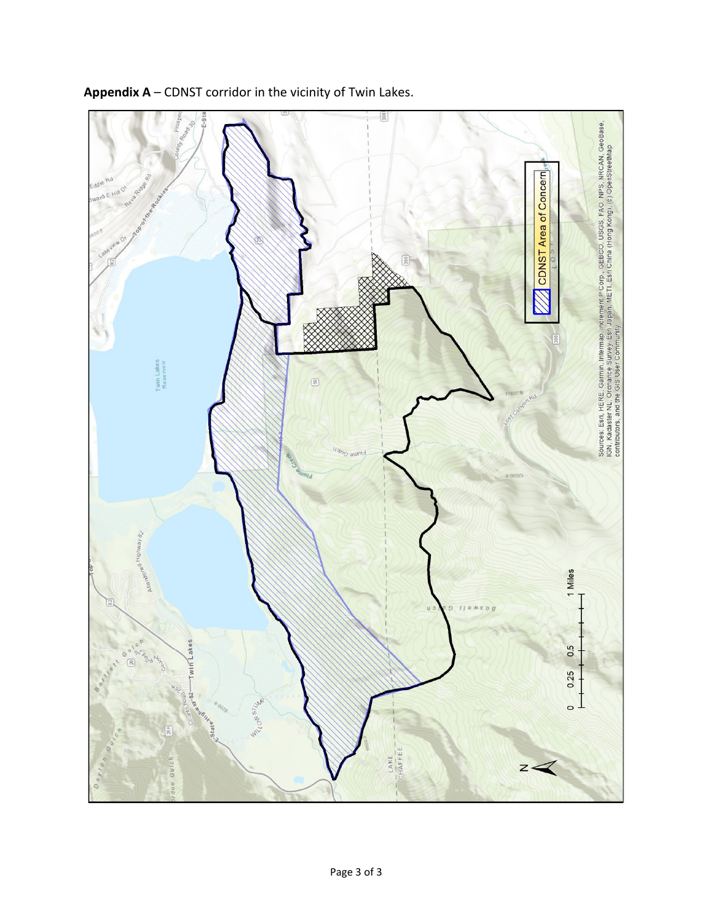**Appendix A** – CDNST corridor in the vicinity of Twin Lakes.

CDNST Area of Concern

0 0.25 0.5 1 Miles

Sources: Esri, HERE, Garmin, Intermap, increment P Corp., GEBCO, USGS, FAO, NPS, NRCAN, GeoBase, IGN, Kadaster NL, Ordnance Survey, Esri Japan, METI, Esri China (Hong Kong), (c) OpenStreetMap contributors, and the GIS User Community